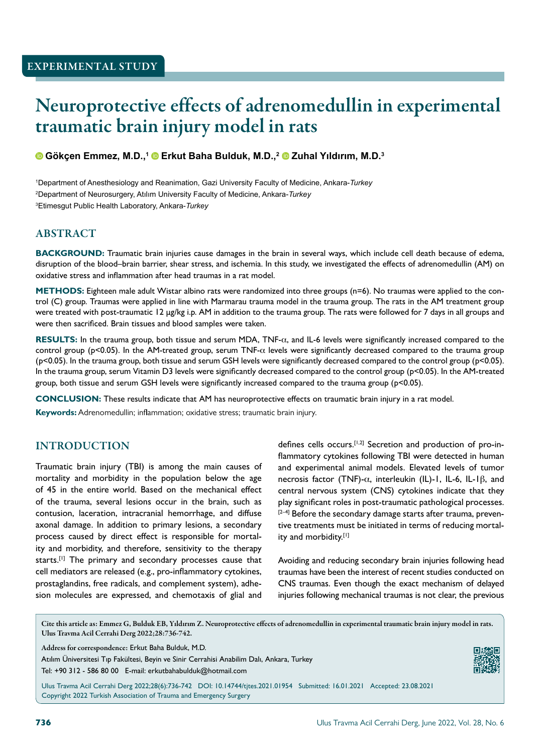EXPERIMENTAL STUDY

# Neuroprotective effects of adrenomedullin in experimental traumatic brain injury model in rats

**Gökçen Emmez, M.D.,[1] Erkut Baha Bulduk, M.D.,[2] Zuhal Yıldırım, M.D.[3]**

[1]Department of Anesthesiology and Reanimation, Gazi University Faculty of Medicine, Ankara-*Turkey*
[2]Department of Neurosurgery, Atılım University Faculty of Medicine, Ankara-*Turkey*
[3]Etimesgut Public Health Laboratory, Ankara-*Turkey*

## ABSTRACT

**BACKGROUND:** Traumatic brain injuries cause damages in the brain in several ways, which include cell death because of edema, disruption of the blood–brain barrier, shear stress, and ischemia. In this study, we investigated the effects of adrenomedullin (AM) on oxidative stress and inflammation after head traumas in a rat model.

**METHODS:** Eighteen male adult Wistar albino rats were randomized into three groups (n=6). No traumas were applied to the control (C) group. Traumas were applied in line with Marmarau trauma model in the trauma group. The rats in the AM treatment group were treated with post-traumatic 12 µg/kg i.p. AM in addition to the trauma group. The rats were followed for 7 days in all groups and were then sacrificed. Brain tissues and blood samples were taken.

**RESULTS:** In the trauma group, both tissue and serum MDA, TNF-α, and IL-6 levels were significantly increased compared to the control group ($p<0.05$). In the AM-treated group, serum TNF-α levels were significantly decreased compared to the trauma group ($p<0.05$). In the trauma group, both tissue and serum GSH levels were significantly decreased compared to the control group ($p<0.05$). In the trauma group, serum Vitamin D3 levels were significantly decreased compared to the control group ($p<0.05$). In the AM-treated group, both tissue and serum GSH levels were significantly increased compared to the trauma group ($p<0.05$).

**CONCLUSION:** These results indicate that AM has neuroprotective effects on traumatic brain injury in a rat model.

**Keywords:** Adrenomedullin; inflammation; oxidative stress; traumatic brain injury.

## INTRODUCTION

Traumatic brain injury (TBI) is among the main causes of mortality and morbidity in the population below the age of 45 in the entire world. Based on the mechanical effect of the trauma, several lesions occur in the brain, such as contusion, laceration, intracranial hemorrhage, and diffuse axonal damage. In addition to primary lesions, a secondary process caused by direct effect is responsible for mortality and morbidity, and therefore, sensitivity to the therapy starts.[1] The primary and secondary processes cause that cell mediators are released (e.g., pro-inflammatory cytokines, prostaglandins, free radicals, and complement system), adhesion molecules are expressed, and chemotaxis of glial and defines cells occurs.[1,2] Secretion and production of pro-inflammatory cytokines following TBI were detected in human and experimental animal models. Elevated levels of tumor necrosis factor (TNF)-α, interleukin (IL)-1, IL-6, IL-1β, and central nervous system (CNS) cytokines indicate that they play significant roles in post-traumatic pathological processes.[2–4] Before the secondary damage starts after trauma, preventive treatments must be initiated in terms of reducing mortality and morbidity.[1]

Avoiding and reducing secondary brain injuries following head traumas have been the interest of recent studies conducted on CNS traumas. Even though the exact mechanism of delayed injuries following mechanical traumas is not clear, the previous

Cite this article as: Emmez G, Bulduk EB, Yıldırım Z. Neuroprotective effects of adrenomedullin in experimental traumatic brain injury model in rats. Ulus Travma Acil Cerrahi Derg 2022;28:736-742.

Address for correspondence: Erkut Baha Bulduk, M.D.
Atılım Üniversitesi Tıp Fakültesi, Beyin ve Sinir Cerrahisi Anabilim Dalı, Ankara, Turkey
Tel: +90 312 - 586 80 00 E-mail: erkutbahabulduk@hotmail.com

Ulus Travma Acil Cerrahi Derg 2022;28(6):736-742 DOI: 10.14744/tjtes.2021.01954 Submitted: 16.01.2021 Accepted: 23.08.2021
Copyright 2022 Turkish Association of Trauma and Emergency Surgery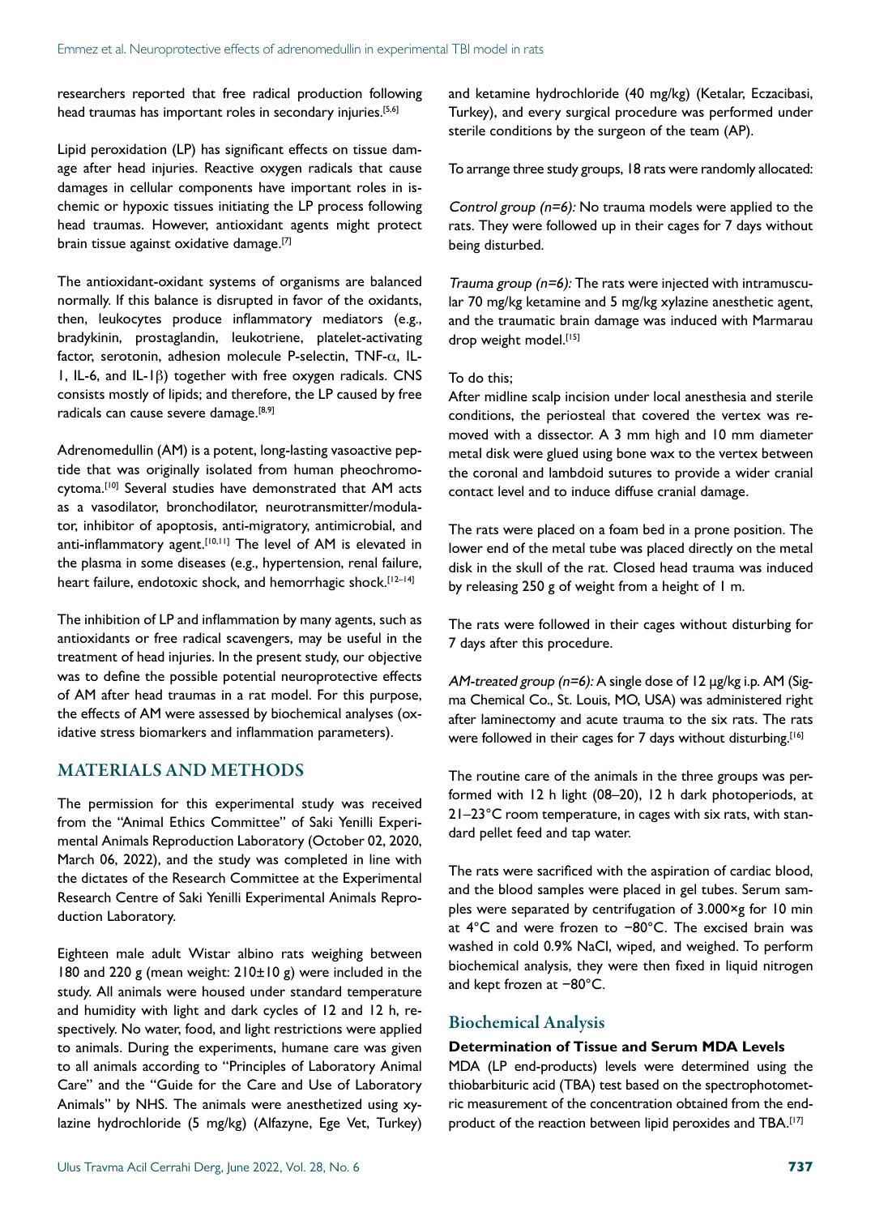researchers reported that free radical production following head traumas has important roles in secondary injuries.[5,6]

Lipid peroxidation (LP) has significant effects on tissue damage after head injuries. Reactive oxygen radicals that cause damages in cellular components have important roles in ischemic or hypoxic tissues initiating the LP process following head traumas. However, antioxidant agents might protect brain tissue against oxidative damage.[7]

The antioxidant-oxidant systems of organisms are balanced normally. If this balance is disrupted in favor of the oxidants, then, leukocytes produce inflammatory mediators (e.g., bradykinin, prostaglandin, leukotriene, platelet-activating factor, serotonin, adhesion molecule P-selectin, TNF-$\alpha$, IL-1, IL-6, and IL-1$\beta$) together with free oxygen radicals. CNS consists mostly of lipids; and therefore, the LP caused by free radicals can cause severe damage.[8,9]

Adrenomedullin (AM) is a potent, long-lasting vasoactive peptide that was originally isolated from human pheochromocytoma.[10] Several studies have demonstrated that AM acts as a vasodilator, bronchodilator, neurotransmitter/modulator, inhibitor of apoptosis, anti-migratory, antimicrobial, and anti-inflammatory agent.[10,11] The level of AM is elevated in the plasma in some diseases (e.g., hypertension, renal failure, heart failure, endotoxic shock, and hemorrhagic shock.[12–14]

The inhibition of LP and inflammation by many agents, such as antioxidants or free radical scavengers, may be useful in the treatment of head injuries. In the present study, our objective was to define the possible potential neuroprotective effects of AM after head traumas in a rat model. For this purpose, the effects of AM were assessed by biochemical analyses (oxidative stress biomarkers and inflammation parameters).

## MATERIALS AND METHODS

The permission for this experimental study was received from the "Animal Ethics Committee" of Saki Yenilli Experimental Animals Reproduction Laboratory (October 02, 2020, March 06, 2022), and the study was completed in line with the dictates of the Research Committee at the Experimental Research Centre of Saki Yenilli Experimental Animals Reproduction Laboratory.

Eighteen male adult Wistar albino rats weighing between 180 and 220 g (mean weight: 210±10 g) were included in the study. All animals were housed under standard temperature and humidity with light and dark cycles of 12 and 12 h, respectively. No water, food, and light restrictions were applied to animals. During the experiments, humane care was given to all animals according to "Principles of Laboratory Animal Care" and the "Guide for the Care and Use of Laboratory Animals" by NHS. The animals were anesthetized using xylazine hydrochloride (5 mg/kg) (Alfazyne, Ege Vet, Turkey) and ketamine hydrochloride (40 mg/kg) (Ketalar, Eczacibasi, Turkey), and every surgical procedure was performed under sterile conditions by the surgeon of the team (AP).

To arrange three study groups, 18 rats were randomly allocated:

*Control group (n=6):* No trauma models were applied to the rats. They were followed up in their cages for 7 days without being disturbed.

*Trauma group (n=6):* The rats were injected with intramuscular 70 mg/kg ketamine and 5 mg/kg xylazine anesthetic agent, and the traumatic brain damage was induced with Marmarau drop weight model.[15]

To do this;
After midline scalp incision under local anesthesia and sterile conditions, the periosteal that covered the vertex was removed with a dissector. A 3 mm high and 10 mm diameter metal disk were glued using bone wax to the vertex between the coronal and lambdoid sutures to provide a wider cranial contact level and to induce diffuse cranial damage.

The rats were placed on a foam bed in a prone position. The lower end of the metal tube was placed directly on the metal disk in the skull of the rat. Closed head trauma was induced by releasing 250 g of weight from a height of 1 m.

The rats were followed in their cages without disturbing for 7 days after this procedure.

*AM-treated group (n=6):* A single dose of 12 µg/kg i.p. AM (Sigma Chemical Co., St. Louis, MO, USA) was administered right after laminectomy and acute trauma to the six rats. The rats were followed in their cages for 7 days without disturbing.[16]

The routine care of the animals in the three groups was performed with 12 h light (08–20), 12 h dark photoperiods, at 21–23°C room temperature, in cages with six rats, with standard pellet feed and tap water.

The rats were sacrificed with the aspiration of cardiac blood, and the blood samples were placed in gel tubes. Serum samples were separated by centrifugation of 3.000×g for 10 min at 4°C and were frozen to −80°C. The excised brain was washed in cold 0.9% NaCl, wiped, and weighed. To perform biochemical analysis, they were then fixed in liquid nitrogen and kept frozen at −80°C.

## Biochemical Analysis

### Determination of Tissue and Serum MDA Levels

MDA (LP end-products) levels were determined using the thiobarbituric acid (TBA) test based on the spectrophotometric measurement of the concentration obtained from the end-product of the reaction between lipid peroxides and TBA.[17]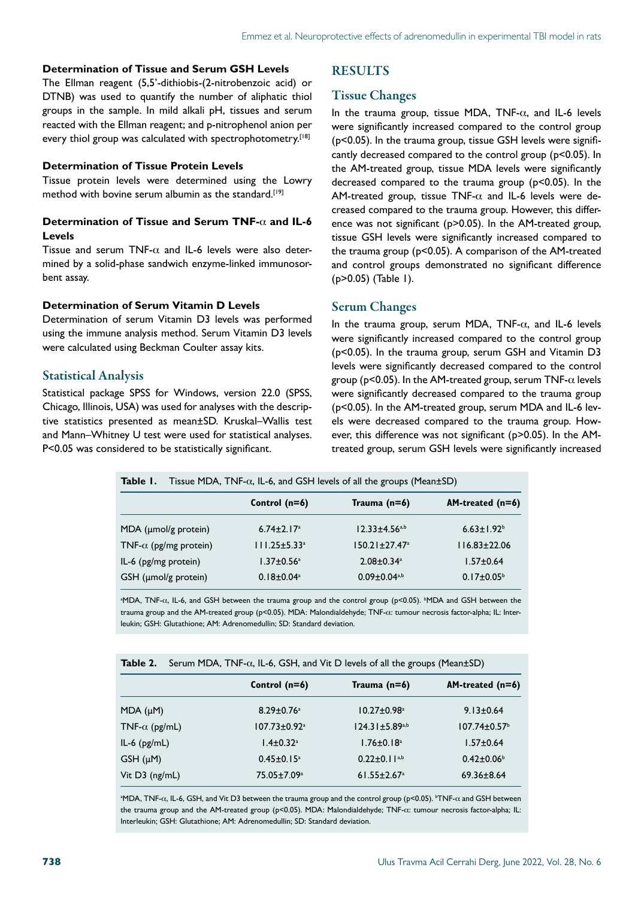#### Determination of Tissue and Serum GSH Levels

The Ellman reagent (5,5'-dithiobis-(2-nitrobenzoic acid) or DTNB) was used to quantify the number of aliphatic thiol groups in the sample. In mild alkali pH, tissues and serum reacted with the Ellman reagent; and p-nitrophenol anion per every thiol group was calculated with spectrophotometry.[18]

#### Determination of Tissue Protein Levels

Tissue protein levels were determined using the Lowry method with bovine serum albumin as the standard.[19]

#### Determination of Tissue and Serum TNF-α and IL-6 Levels

Tissue and serum TNF-α and IL-6 levels were also determined by a solid-phase sandwich enzyme-linked immunosorbent assay.

#### Determination of Serum Vitamin D Levels

Determination of serum Vitamin D3 levels was performed using the immune analysis method. Serum Vitamin D3 levels were calculated using Beckman Coulter assay kits.

### Statistical Analysis

Statistical package SPSS for Windows, version 22.0 (SPSS, Chicago, Illinois, USA) was used for analyses with the descriptive statistics presented as mean±SD. Kruskal–Wallis test and Mann–Whitney U test were used for statistical analyses. $P<0.05$ was considered to be statistically significant.

## RESULTS

### Tissue Changes

In the trauma group, tissue MDA, TNF-α, and IL-6 levels were significantly increased compared to the control group ($p<0.05$). In the trauma group, tissue GSH levels were significantly decreased compared to the control group ($p<0.05$). In the AM-treated group, tissue MDA levels were significantly decreased compared to the trauma group ($p<0.05$). In the AM-treated group, tissue TNF-α and IL-6 levels were decreased compared to the trauma group. However, this difference was not significant ($p>0.05$). In the AM-treated group, tissue GSH levels were significantly increased compared to the trauma group ($p<0.05$). A comparison of the AM-treated and control groups demonstrated no significant difference ($p>0.05$) (Table 1).

### Serum Changes

In the trauma group, serum MDA, TNF-α, and IL-6 levels were significantly increased compared to the control group ($p<0.05$). In the trauma group, serum GSH and Vitamin D3 levels were significantly decreased compared to the control group ($p<0.05$). In the AM-treated group, serum TNF-α levels were significantly decreased compared to the trauma group ($p<0.05$). In the AM-treated group, serum MDA and IL-6 levels were decreased compared to the trauma group. However, this difference was not significant ($p>0.05$). In the AM-treated group, serum GSH levels were significantly increased

**Table 1.** Tissue MDA, TNF-α, IL-6, and GSH levels of all the groups (Mean±SD)

| | Control (n=6) | Trauma (n=6) | AM-treated (n=6) |
|---|---|---|---|
| MDA (μmol/g protein) | 6.74±2.17[a] | 12.33±4.56[a,b] | 6.63±1.92[b] |
| TNF-α (pg/mg protein) | 111.25±5.33[a] | 150.21±27.47[a] | 116.83±22.06 |
| IL-6 (pg/mg protein) | 1.37±0.56[a] | 2.08±0.34[a] | 1.57±0.64 |
| GSH (μmol/g protein) | 0.18±0.04[a] | 0.09±0.04[a,b] | 0.17±0.05[b] |

[a]MDA, TNF-α, IL-6, and GSH between the trauma group and the control group ($p<0.05$). [b]MDA and GSH between the trauma group and the AM-treated group ($p<0.05$). MDA: Malondialdehyde; TNF-α: tumour necrosis factor-alpha; IL: Interleukin; GSH: Glutathione; AM: Adrenomedullin; SD: Standard deviation.

**Table 2.** Serum MDA, TNF-α, IL-6, GSH, and Vit D levels of all the groups (Mean±SD)

| | Control (n=6) | Trauma (n=6) | AM-treated (n=6) |
|---|---|---|---|
| MDA (μM) | 8.29±0.76[a] | 10.27±0.98[a] | 9.13±0.64 |
| TNF-α (pg/mL) | 107.73±0.92[a] | 124.31±5.89[a,b] | 107.74±0.57[b] |
| IL-6 (pg/mL) | 1.4±0.32[a] | 1.76±0.18[a] | 1.57±0.64 |
| GSH (μM) | 0.45±0.15[a] | 0.22±0.11[a,b] | 0.42±0.06[b] |
| Vit D3 (ng/mL) | 75.05±7.09[a] | 61.55±2.67[a] | 69.36±8.64 |

[a]MDA, TNF-α, IL-6, GSH, and Vit D3 between the trauma group and the control group ($p<0.05$). [b]TNF-α and GSH between the trauma group and the AM-treated group ($p<0.05$). MDA: Malondialdehyde; TNF-α: tumour necrosis factor-alpha; IL: Interleukin; GSH: Glutathione; AM: Adrenomedullin; SD: Standard deviation.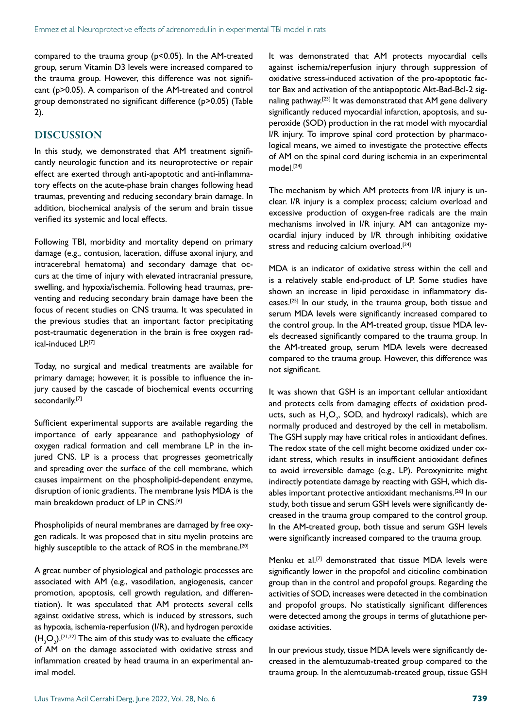compared to the trauma group ($p<0.05$). In the AM-treated group, serum Vitamin D3 levels were increased compared to the trauma group. However, this difference was not significant ($p>0.05$). A comparison of the AM-treated and control group demonstrated no significant difference ($p>0.05$) (Table 2).

## DISCUSSION

In this study, we demonstrated that AM treatment significantly neurologic function and its neuroprotective or repair effect are exerted through anti-apoptotic and anti-inflammatory effects on the acute-phase brain changes following head traumas, preventing and reducing secondary brain damage. In addition, biochemical analysis of the serum and brain tissue verified its systemic and local effects.

Following TBI, morbidity and mortality depend on primary damage (e.g., contusion, laceration, diffuse axonal injury, and intracerebral hematoma) and secondary damage that occurs at the time of injury with elevated intracranial pressure, swelling, and hypoxia/ischemia. Following head traumas, preventing and reducing secondary brain damage have been the focus of recent studies on CNS trauma. It was speculated in the previous studies that an important factor precipitating post-traumatic degeneration in the brain is free oxygen radical-induced LP.[7]

Today, no surgical and medical treatments are available for primary damage; however, it is possible to influence the injury caused by the cascade of biochemical events occurring secondarily.[7]

Sufficient experimental supports are available regarding the importance of early appearance and pathophysiology of oxygen radical formation and cell membrane LP in the injured CNS. LP is a process that progresses geometrically and spreading over the surface of the cell membrane, which causes impairment on the phospholipid-dependent enzyme, disruption of ionic gradients. The membrane lysis MDA is the main breakdown product of LP in CNS.[6]

Phospholipids of neural membranes are damaged by free oxygen radicals. It was proposed that in situ myelin proteins are highly susceptible to the attack of ROS in the membrane.[20]

A great number of physiological and pathologic processes are associated with AM (e.g., vasodilation, angiogenesis, cancer promotion, apoptosis, cell growth regulation, and differentiation). It was speculated that AM protects several cells against oxidative stress, which is induced by stressors, such as hypoxia, ischemia-reperfusion (I/R), and hydrogen peroxide ($H_2O_2$).[21,22] The aim of this study was to evaluate the efficacy of AM on the damage associated with oxidative stress and inflammation created by head trauma in an experimental animal model.

It was demonstrated that AM protects myocardial cells against ischemia/reperfusion injury through suppression of oxidative stress-induced activation of the pro-apoptotic factor Bax and activation of the antiapoptotic Akt-Bad-Bcl-2 signaling pathway.[23] It was demonstrated that AM gene delivery significantly reduced myocardial infarction, apoptosis, and superoxide (SOD) production in the rat model with myocardial I/R injury. To improve spinal cord protection by pharmacological means, we aimed to investigate the protective effects of AM on the spinal cord during ischemia in an experimental model.[24]

The mechanism by which AM protects from I/R injury is unclear. I/R injury is a complex process; calcium overload and excessive production of oxygen-free radicals are the main mechanisms involved in I/R injury. AM can antagonize myocardial injury induced by I/R through inhibiting oxidative stress and reducing calcium overload.[24]

MDA is an indicator of oxidative stress within the cell and is a relatively stable end-product of LP. Some studies have shown an increase in lipid peroxidase in inflammatory diseases.[25] In our study, in the trauma group, both tissue and serum MDA levels were significantly increased compared to the control group. In the AM-treated group, tissue MDA levels decreased significantly compared to the trauma group. In the AM-treated group, serum MDA levels were decreased compared to the trauma group. However, this difference was not significant.

It was shown that GSH is an important cellular antioxidant and protects cells from damaging effects of oxidation products, such as $H_2O_2$, SOD, and hydroxyl radicals), which are normally produced and destroyed by the cell in metabolism. The GSH supply may have critical roles in antioxidant defines. The redox state of the cell might become oxidized under oxidant stress, which results in insufficient antioxidant defines to avoid irreversible damage (e.g., LP). Peroxynitrite might indirectly potentiate damage by reacting with GSH, which disables important protective antioxidant mechanisms.[26] In our study, both tissue and serum GSH levels were significantly decreased in the trauma group compared to the control group. In the AM-treated group, both tissue and serum GSH levels were significantly increased compared to the trauma group.

Menku et al.[7] demonstrated that tissue MDA levels were significantly lower in the propofol and citicoline combination group than in the control and propofol groups. Regarding the activities of SOD, increases were detected in the combination and propofol groups. No statistically significant differences were detected among the groups in terms of glutathione peroxidase activities.

In our previous study, tissue MDA levels were significantly decreased in the alemtuzumab-treated group compared to the trauma group. In the alemtuzumab-treated group, tissue GSH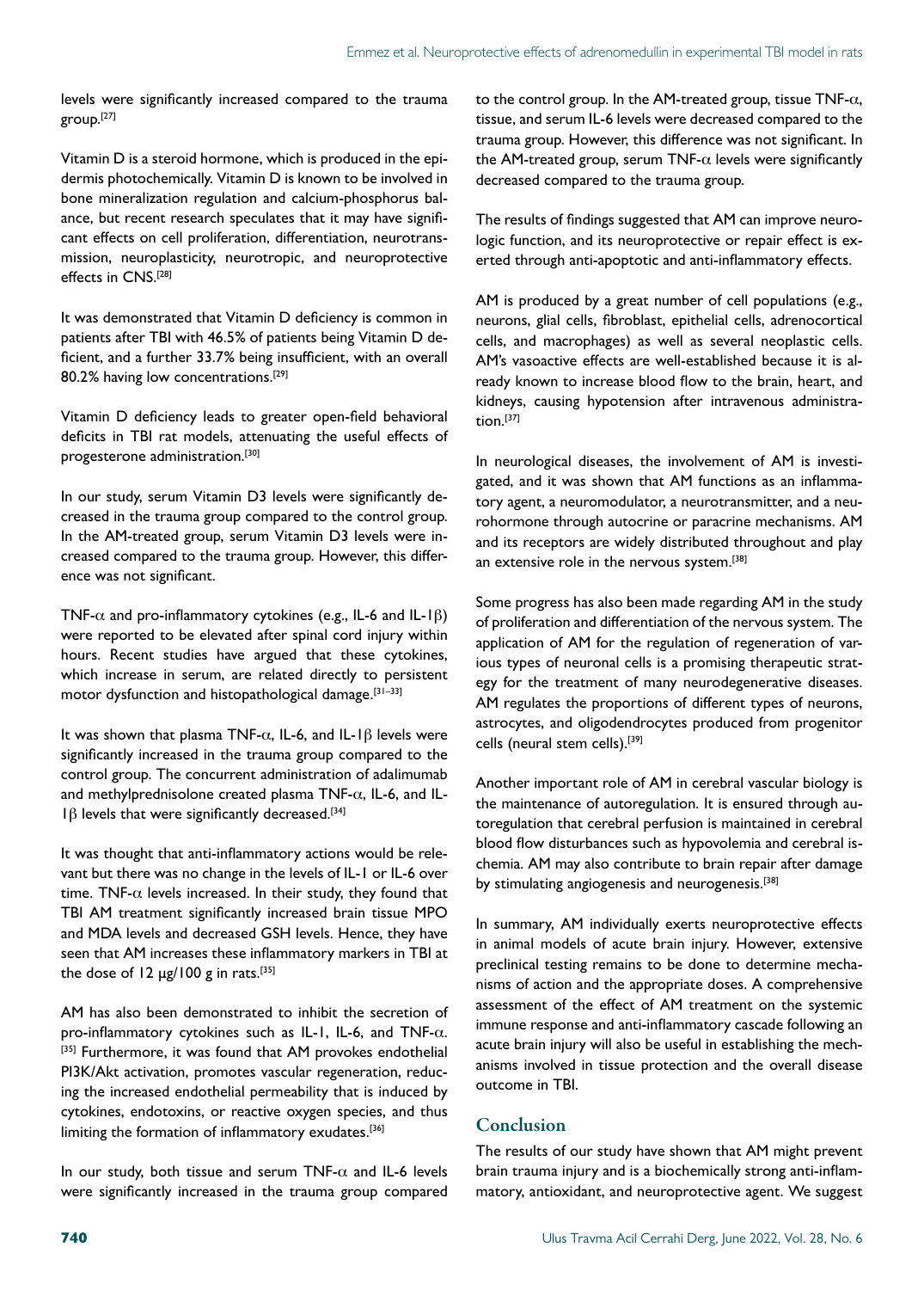levels were significantly increased compared to the trauma group.[27]

Vitamin D is a steroid hormone, which is produced in the epidermis photochemically. Vitamin D is known to be involved in bone mineralization regulation and calcium-phosphorus balance, but recent research speculates that it may have significant effects on cell proliferation, differentiation, neurotransmission, neuroplasticity, neurotropic, and neuroprotective effects in CNS.[28]

It was demonstrated that Vitamin D deficiency is common in patients after TBI with 46.5% of patients being Vitamin D deficient, and a further 33.7% being insufficient, with an overall 80.2% having low concentrations.[29]

Vitamin D deficiency leads to greater open-field behavioral deficits in TBI rat models, attenuating the useful effects of progesterone administration.[30]

In our study, serum Vitamin D3 levels were significantly decreased in the trauma group compared to the control group. In the AM-treated group, serum Vitamin D3 levels were increased compared to the trauma group. However, this difference was not significant.

TNF-α and pro-inflammatory cytokines (e.g., IL-6 and IL-1β) were reported to be elevated after spinal cord injury within hours. Recent studies have argued that these cytokines, which increase in serum, are related directly to persistent motor dysfunction and histopathological damage.[31–33]

It was shown that plasma TNF-α, IL-6, and IL-1β levels were significantly increased in the trauma group compared to the control group. The concurrent administration of adalimumab and methylprednisolone created plasma TNF-α, IL-6, and IL-1β levels that were significantly decreased.[34]

It was thought that anti-inflammatory actions would be relevant but there was no change in the levels of IL-1 or IL-6 over time. TNF-α levels increased. In their study, they found that TBI AM treatment significantly increased brain tissue MPO and MDA levels and decreased GSH levels. Hence, they have seen that AM increases these inflammatory markers in TBI at the dose of 12 µg/100 g in rats.[35]

AM has also been demonstrated to inhibit the secretion of pro-inflammatory cytokines such as IL-1, IL-6, and TNF-α.[35] Furthermore, it was found that AM provokes endothelial PI3K/Akt activation, promotes vascular regeneration, reducing the increased endothelial permeability that is induced by cytokines, endotoxins, or reactive oxygen species, and thus limiting the formation of inflammatory exudates.[36]

In our study, both tissue and serum TNF-α and IL-6 levels were significantly increased in the trauma group compared to the control group. In the AM-treated group, tissue TNF-α, tissue, and serum IL-6 levels were decreased compared to the trauma group. However, this difference was not significant. In the AM-treated group, serum TNF-α levels were significantly decreased compared to the trauma group.

The results of findings suggested that AM can improve neurologic function, and its neuroprotective or repair effect is exerted through anti-apoptotic and anti-inflammatory effects.

AM is produced by a great number of cell populations (e.g., neurons, glial cells, fibroblast, epithelial cells, adrenocortical cells, and macrophages) as well as several neoplastic cells. AM's vasoactive effects are well-established because it is already known to increase blood flow to the brain, heart, and kidneys, causing hypotension after intravenous administration.[37]

In neurological diseases, the involvement of AM is investigated, and it was shown that AM functions as an inflammatory agent, a neuromodulator, a neurotransmitter, and a neurohormone through autocrine or paracrine mechanisms. AM and its receptors are widely distributed throughout and play an extensive role in the nervous system.[38]

Some progress has also been made regarding AM in the study of proliferation and differentiation of the nervous system. The application of AM for the regulation of regeneration of various types of neuronal cells is a promising therapeutic strategy for the treatment of many neurodegenerative diseases. AM regulates the proportions of different types of neurons, astrocytes, and oligodendrocytes produced from progenitor cells (neural stem cells).[39]

Another important role of AM in cerebral vascular biology is the maintenance of autoregulation. It is ensured through autoregulation that cerebral perfusion is maintained in cerebral blood flow disturbances such as hypovolemia and cerebral ischemia. AM may also contribute to brain repair after damage by stimulating angiogenesis and neurogenesis.[38]

In summary, AM individually exerts neuroprotective effects in animal models of acute brain injury. However, extensive preclinical testing remains to be done to determine mechanisms of action and the appropriate doses. A comprehensive assessment of the effect of AM treatment on the systemic immune response and anti-inflammatory cascade following an acute brain injury will also be useful in establishing the mechanisms involved in tissue protection and the overall disease outcome in TBI.

## Conclusion

The results of our study have shown that AM might prevent brain trauma injury and is a biochemically strong anti-inflammatory, antioxidant, and neuroprotective agent. We suggest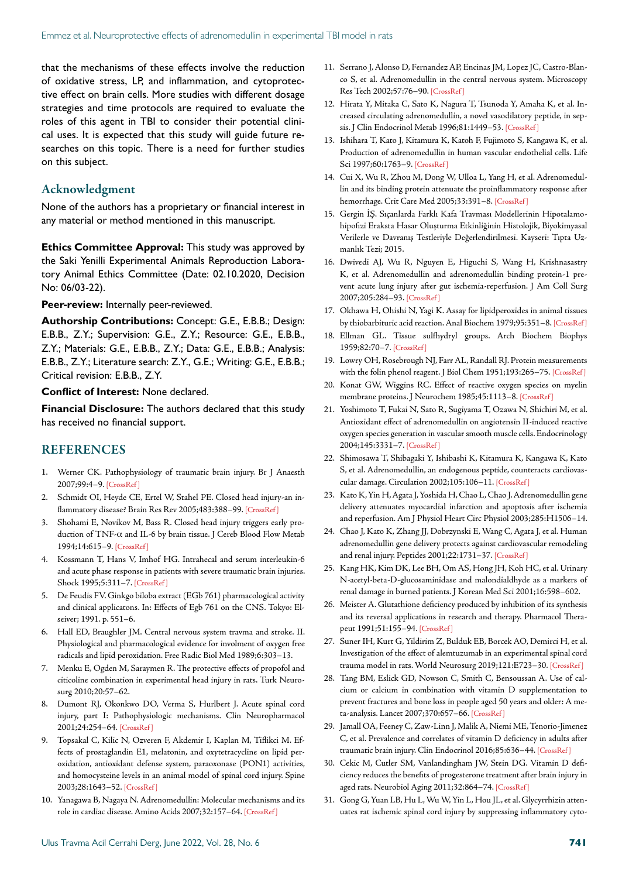that the mechanisms of these effects involve the reduction of oxidative stress, LP, and inflammation, and cytoprotective effect on brain cells. More studies with different dosage strategies and time protocols are required to evaluate the roles of this agent in TBI to consider their potential clinical uses. It is expected that this study will guide future researches on this topic. There is a need for further studies on this subject.

## Acknowledgment

None of the authors has a proprietary or financial interest in any material or method mentioned in this manuscript.

**Ethics Committee Approval:** This study was approved by the Saki Yenilli Experimental Animals Reproduction Laboratory Animal Ethics Committee (Date: 02.10.2020, Decision No: 06/03-22).

**Peer-review:** Internally peer-reviewed.

**Authorship Contributions:** Concept: G.E., E.B.B.; Design: E.B.B., Z.Y.; Supervision: G.E., Z.Y.; Resource: G.E., E.B.B., Z.Y.; Materials: G.E., E.B.B., Z.Y.; Data: G.E., E.B.B.; Analysis: E.B.B., Z.Y.; Literature search: Z.Y., G.E.; Writing: G.E., E.B.B.; Critical revision: E.B.B., Z.Y.

**Conflict of Interest:** None declared.

**Financial Disclosure:** The authors declared that this study has received no financial support.

## REFERENCES

1. Werner CK. Pathophysiology of traumatic brain injury. Br J Anaesth 2007;99:4–9. [CrossRef]
2. Schmidt OI, Heyde CE, Ertel W, Stahel PE. Closed head injury-an inflammatory disease? Brain Res Rev 2005;483:388–99. [CrossRef]
3. Shohami E, Novikov M, Bass R. Closed head injury triggers early production of TNF-α and IL-6 by brain tissue. J Cereb Blood Flow Metab 1994;14:615–9. [CrossRef]
4. Kossmann T, Hans V, Imhof HG. Intrahecal and serum interleukin-6 and acute phase response in patients with severe traumatic brain injuries. Shock 1995;5:311–7. [CrossRef]
5. De Feudis FV. Ginkgo biloba extract (EGb 761) pharmacological activity and clinical applicatons. In: Effects of Egb 761 on the CNS. Tokyo: Elseiver; 1991. p. 551–6.
6. Hall ED, Braughler JM. Central nervous system travma and stroke. II. Physiological and pharmacological evidence for involment of oxygen free radicals and lipid peroxidation. Free Radic Biol Med 1989;6:303–13.
7. Menku E, Ogden M, Saraymen R. The protective effects of propofol and citicoline combination in experimental head injury in rats. Turk Neurosurg 2010;20:57–62.
8. Dumont RJ, Okonkwo DO, Verma S, Hurlbert J. Acute spinal cord injury, part I: Pathophysiologic mechanisms. Clin Neuropharmacol 2001;24:254–64. [CrossRef]
9. Topsakal C, Kilic N, Ozveren F, Akdemir I, Kaplan M, Tiflikci M. Effects of prostaglandin E1, melatonin, and oxytetracycline on lipid peroxidation, antioxidant defense system, paraoxonase (PON1) activities, and homocysteine levels in an animal model of spinal cord injury. Spine 2003;28:1643–52. [CrossRef]
10. Yanagawa B, Nagaya N. Adrenomedullin: Molecular mechanisms and its role in cardiac disease. Amino Acids 2007;32:157–64. [CrossRef]
11. Serrano J, Alonso D, Fernandez AP, Encinas JM, Lopez JC, Castro-Blanco S, et al. Adrenomedullin in the central nervous system. Microscopy Res Tech 2002;57:76–90. [CrossRef]
12. Hirata Y, Mitaka C, Sato K, Nagura T, Tsunoda Y, Amaha K, et al. Increased circulating adrenomedullin, a novel vasodilatory peptide, in sepsis. J Clin Endocrinol Metab 1996;81:1449–53. [CrossRef]
13. Ishihara T, Kato J, Kitamura K, Katoh F, Fujimoto S, Kangawa K, et al. Production of adrenomedullin in human vascular endothelial cells. Life Sci 1997;60:1763–9. [CrossRef]
14. Cui X, Wu R, Zhou M, Dong W, Ulloa L, Yang H, et al. Adrenomedullin and its binding protein attenuate the proinflammatory response after hemorrhage. Crit Care Med 2005;33:391–8. [CrossRef]
15. Gergin İŞ. Sıçanlarda Farklı Kafa Travması Modellerinin Hipotalamohipofizi Eraksta Hasar Oluşturma Etkinliğinin Histolojik, Biyokimyasal Verilerle ve Davranış Testleriyle Değerlendirilmesi. Kayseri: Tıpta Uzmanlık Tezi; 2015.
16. Dwivedi AJ, Wu R, Nguyen E, Higuchi S, Wang H, Krishnasastry K, et al. Adrenomedullin and adrenomedullin binding protein-1 prevent acute lung injury after gut ischemia-reperfusion. J Am Coll Surg 2007;205:284–93. [CrossRef]
17. Okhawa H, Ohishi N, Yagi K. Assay for lipidperoxides in animal tissues by thiobarbituric acid reaction. Anal Biochem 1979;95:351–8. [CrossRef]
18. Ellman GL. Tissue sulfhydryl groups. Arch Biochem Biophys 1959;82:70–7. [CrossRef]
19. Lowry OH, Rosebrough NJ, Farr AL, Randall RJ. Protein measurements with the folin phenol reagent. J Biol Chem 1951;193:265–75. [CrossRef]
20. Konat GW, Wiggins RC. Effect of reactive oxygen species on myelin membrane proteins. J Neurochem 1985;45:1113–8. [CrossRef]
21. Yoshimoto T, Fukai N, Sato R, Sugiyama T, Ozawa N, Shichiri M, et al. Antioxidant effect of adrenomedullin on angiotensin II-induced reactive oxygen species generation in vascular smooth muscle cells. Endocrinology 2004;145:3331–7. [CrossRef]
22. Shimosawa T, Shibagaki Y, Ishibashi K, Kitamura K, Kangawa K, Kato S, et al. Adrenomedullin, an endogenous peptide, counteracts cardiovascular damage. Circulation 2002;105:106–11. [CrossRef]
23. Kato K, Yin H, Agata J, Yoshida H, Chao L, Chao J. Adrenomedullin gene delivery attenuates myocardial infarction and apoptosis after ischemia and reperfusion. Am J Physiol Heart Circ Physiol 2003;285:H1506–14.
24. Chao J, Kato K, Zhang JJ, Dobrzynski E, Wang C, Agata J, et al. Human adrenomedullin gene delivery protects against cardiovascular remodeling and renal injury. Peptides 2001;22:1731–37. [CrossRef]
25. Kang HK, Kim DK, Lee BH, Om AS, Hong JH, Koh HC, et al. Urinary N-acetyl-beta-D-glucosaminidase and malondialdhyde as a markers of renal damage in burned patients. J Korean Med Sci 2001;16:598–602.
26. Meister A. Glutathione deficiency produced by inhibition of its synthesis and its reversal applications in research and therapy. Pharmacol Therapeut 1991;51:155–94. [CrossRef]
27. Suner IH, Kurt G, Yildirim Z, Bulduk EB, Borcek AO, Demirci H, et al. Investigation of the effect of alemtuzumab in an experimental spinal cord trauma model in rats. World Neurosurg 2019;121:E723–30. [CrossRef]
28. Tang BM, Eslick GD, Nowson C, Smith C, Bensoussan A. Use of calcium or calcium in combination with vitamin D supplementation to prevent fractures and bone loss in people aged 50 years and older: A meta-analysis. Lancet 2007;370:657–66. [CrossRef]
29. Jamall OA, Feeney C, Zaw-Linn J, Malik A, Niemi ME, Tenorio-Jimenez C, et al. Prevalence and correlates of vitamin D deficiency in adults after traumatic brain injury. Clin Endocrinol 2016;85:636–44. [CrossRef]
30. Cekic M, Cutler SM, Vanlandingham JW, Stein DG. Vitamin D deficiency reduces the benefits of progesterone treatment after brain injury in aged rats. Neurobiol Aging 2011;32:864–74. [CrossRef]
31. Gong G, Yuan LB, Hu L, Wu W, Yin L, Hou JL, et al. Glycyrrhizin attenuates rat ischemic spinal cord injury by suppressing inflammatory cyto-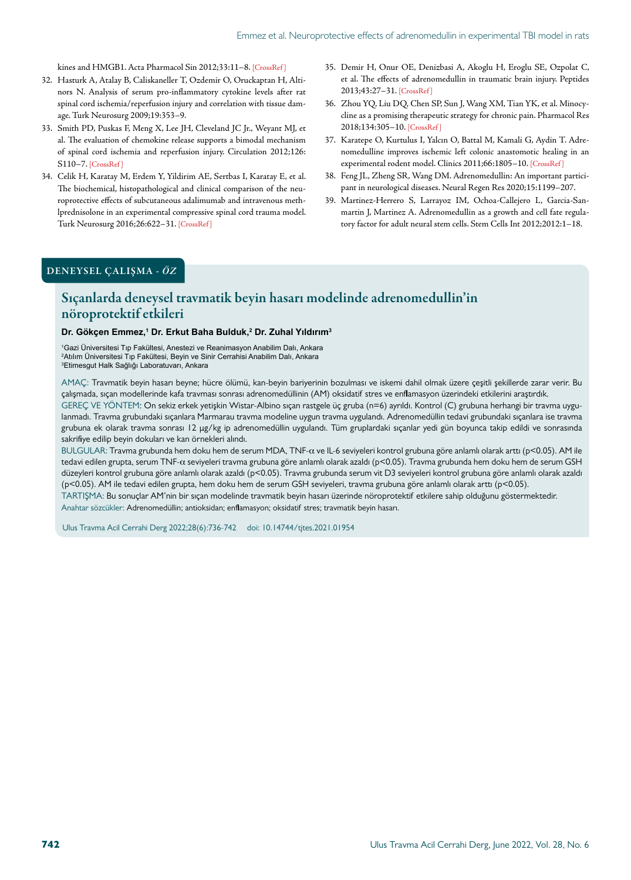kines and HMGB1. Acta Pharmacol Sin 2012;33:11–8. [CrossRef]

32. Hasturk A, Atalay B, Caliskaneller T, Ozdemir O, Oruckaptan H, Altinors N. Analysis of serum pro-inflammatory cytokine levels after rat spinal cord ischemia/reperfusion injury and correlation with tissue damage. Turk Neurosurg 2009;19:353–9.
33. Smith PD, Puskas F, Meng X, Lee JH, Cleveland JC Jr., Weyant MJ, et al. The evaluation of chemokine release supports a bimodal mechanism of spinal cord ischemia and reperfusion injury. Circulation 2012;126:S110–7. [CrossRef]
34. Celik H, Karatay M, Erdem Y, Yildirim AE, Sertbas I, Karatay E, et al. The biochemical, histopathological and clinical comparison of the neuroprotective effects of subcutaneous adalimumab and intravenous methylprednisolone in an experimental compressive spinal cord trauma model. Turk Neurosurg 2016;26:622–31. [CrossRef]
35. Demir H, Onur OE, Denizbasi A, Akoglu H, Eroglu SE, Ozpolat C, et al. The effects of adrenomedullin in traumatic brain injury. Peptides 2013;43:27–31. [CrossRef]
36. Zhou YQ, Liu DQ, Chen SP, Sun J, Wang XM, Tian YK, et al. Minocycline as a promising therapeutic strategy for chronic pain. Pharmacol Res 2018;134:305–10. [CrossRef]
37. Karatepe O, Kurtulus I, Yalcın O, Battal M, Kamali G, Aydin T. Adrenomedulline improves ischemic left colonic anastomotic healing in an experimental rodent model. Clinics 2011;66:1805–10. [CrossRef]
38. Feng JL, Zheng SR, Wang DM. Adrenomedullin: An important participant in neurological diseases. Neural Regen Res 2020;15:1199–207.
39. Martinez-Herrero S, Larrayoz IM, Ochoa-Callejero L, Garcia-Sanmartin J, Martinez A. Adrenomedullin as a growth and cell fate regulatory factor for adult neural stem cells. Stem Cells Int 2012;2012:1–18.

DENEYSEL ÇALIŞMA - *ÖZ*

# Sıçanlarda deneysel travmatik beyin hasarı modelinde adrenomedullin'in nöroprotektif etkileri

**Dr. Gökçen Emmez,[1] Dr. Erkut Baha Bulduk,[2] Dr. Zuhal Yıldırım[3]**

[1]Gazi Üniversitesi Tıp Fakültesi, Anestezi ve Reanimasyon Anabilim Dalı, Ankara
[2]Atılım Üniversitesi Tıp Fakültesi, Beyin ve Sinir Cerrahisi Anabilim Dalı, Ankara
[3]Etimesgut Halk Sağlığı Laboratuvarı, Ankara

AMAÇ: Travmatik beyin hasarı beyne; hücre ölümü, kan-beyin bariyerinin bozulması ve iskemi dahil olmak üzere çeşitli şekillerde zarar verir. Bu çalışmada, sıçan modellerinde kafa travması sonrası adrenomedüllinin (AM) oksidatif stres ve enflamasyon üzerindeki etkilerini araştırdık.

GEREÇ VE YÖNTEM: On sekiz erkek yetişkin Wistar-Albino sıçan rastgele üç gruba (n=6) ayrıldı. Kontrol (C) grubuna herhangi bir travma uygulanmadı. Travma grubundaki sıçanlara Marmarau travma modeline uygun travma uygulandı. Adrenomedüllin tedavi grubundaki sıçanlara ise travma grubuna ek olarak travma sonrası 12 µg/kg ip adrenomedüllin uygulandı. Tüm gruplardaki sıçanlar yedi gün boyunca takip edildi ve sonrasında sakrifiye edilip beyin dokuları ve kan örnekleri alındı.

BULGULAR: Travma grubunda hem doku hem de serum MDA, TNF-α ve IL-6 seviyeleri kontrol grubuna göre anlamlı olarak arttı ($p<0.05$). AM ile tedavi edilen grupta, serum TNF-α seviyeleri travma grubuna göre anlamlı olarak azaldı ($p<0.05$). Travma grubunda hem doku hem de serum GSH düzeyleri kontrol grubuna göre anlamlı olarak azaldı ($p<0.05$). Travma grubunda serum vit D3 seviyeleri kontrol grubuna göre anlamlı olarak azaldı ($p<0.05$). AM ile tedavi edilen grupta, hem doku hem de serum GSH seviyeleri, travma grubuna göre anlamlı olarak arttı ($p<0.05$).

TARTIŞMA: Bu sonuçlar AM'nin bir sıçan modelinde travmatik beyin hasarı üzerinde nöroprotektif etkilere sahip olduğunu göstermektedir.

Anahtar sözcükler: Adrenomedüllin; antioksidan; enflamasyon; oksidatif stres; travmatik beyin hasarı.

Ulus Travma Acil Cerrahi Derg 2022;28(6):736-742 doi: 10.14744/tjtes.2021.01954